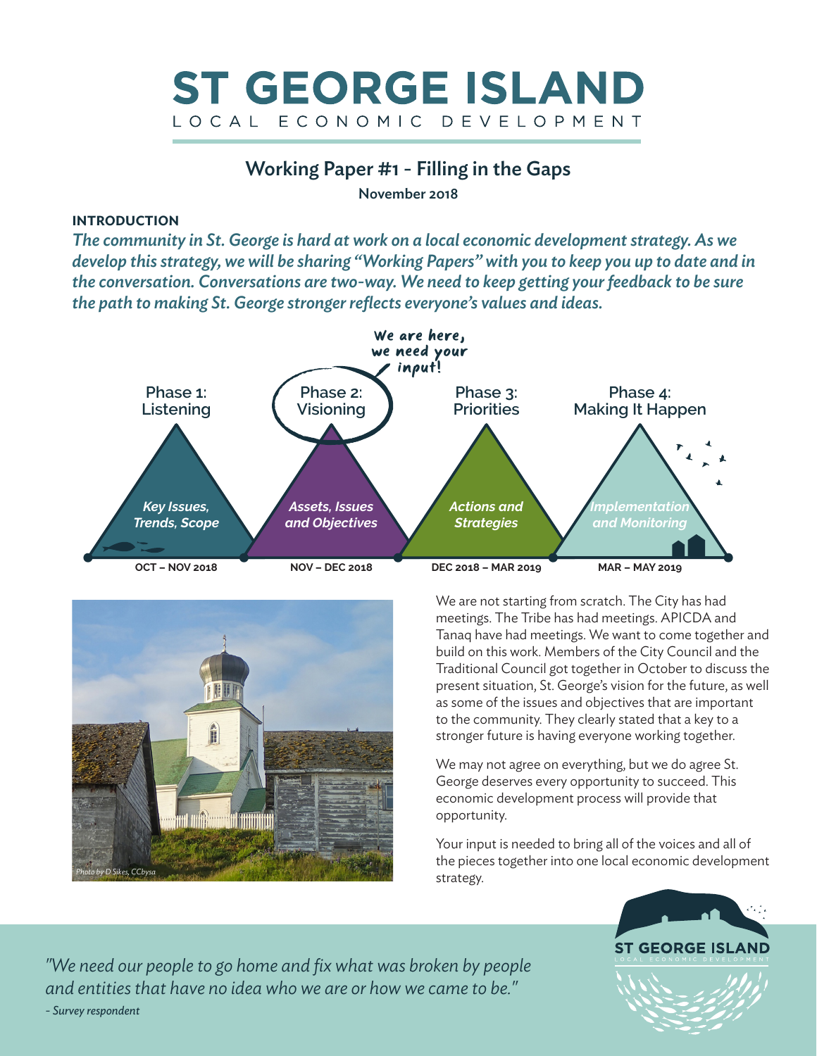# ST GEORGE ISLAND

LOCAL ECONOMIC DEVELOPMENT

## Working Paper #1 - Filling in the Gaps

November 2018

### INTRODUCTION

*The community in St. George is hard at work on a local economic development strategy. As we develop this strategy, we will be sharing "Working Papers" with you to keep you up to date and in the conversation. Conversations are two-way. We need to keep getting your feedback to be sure the path to making St. George stronger reflects everyone's values and ideas.*

We are here, we need your input!

| Phase 1: Listening | Phase 2: Visioning | Phase 3: Priorities | Phase 4: Making It Happen |
|---|---|---|---|
| *Key Issues, Trends, Scope* | *Assets, Issues and Objectives* | *Actions and Strategies* | *Implementation and Monitoring* |
| OCT – NOV 2018 | NOV – DEC 2018 | DEC 2018 – MAR 2019 | MAR – MAY 2019 |

*Photo by D Sikes, CCbysa*

We are not starting from scratch. The City has had meetings. The Tribe has had meetings. APICDA and Tanaq have had meetings. We want to come together and build on this work. Members of the City Council and the Traditional Council got together in October to discuss the present situation, St. George's vision for the future, as well as some of the issues and objectives that are important to the community. They clearly stated that a key to a stronger future is having everyone working together.

We may not agree on everything, but we do agree St. George deserves every opportunity to succeed. This economic development process will provide that opportunity.

Your input is needed to bring all of the voices and all of the pieces together into one local economic development strategy.

*"We need our people to go home and fix what was broken by people and entities that have no idea who we are or how we came to be."*

*- Survey respondent*

ST GEORGE ISLAND
LOCAL ECONOMIC DEVELOPMENT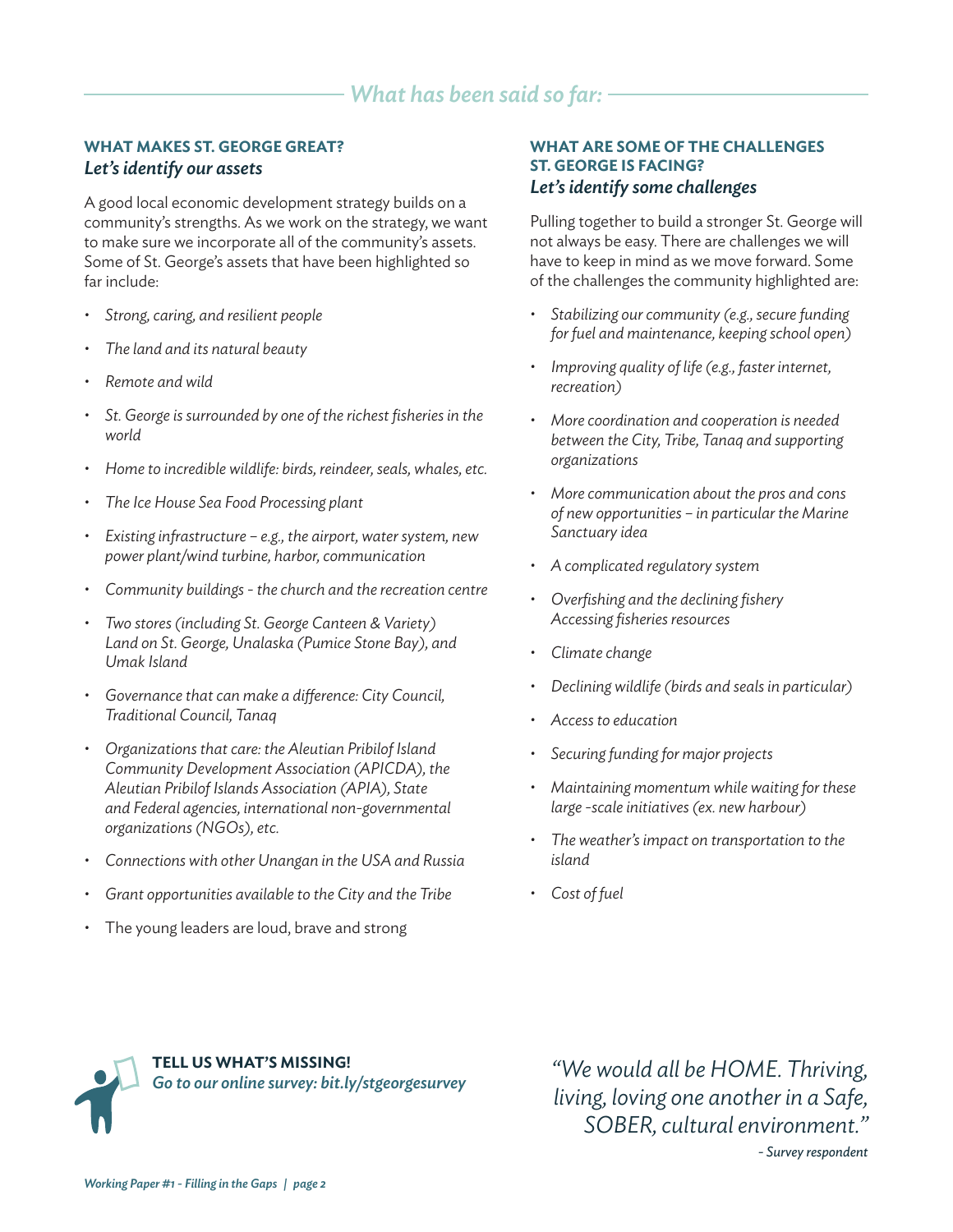## *What has been said so far:*

### WHAT MAKES ST. GEORGE GREAT?
***Let's identify our assets***

A good local economic development strategy builds on a community's strengths. As we work on the strategy, we want to make sure we incorporate all of the community's assets. Some of St. George's assets that have been highlighted so far include:

- *Strong, caring, and resilient people*
- *The land and its natural beauty*
- *Remote and wild*
- *St. George is surrounded by one of the richest fisheries in the world*
- *Home to incredible wildlife: birds, reindeer, seals, whales, etc.*
- *The Ice House Sea Food Processing plant*
- *Existing infrastructure – e.g., the airport, water system, new power plant/wind turbine, harbor, communication*
- *Community buildings - the church and the recreation centre*
- *Two stores (including St. George Canteen & Variety) Land on St. George, Unalaska (Pumice Stone Bay), and Umak Island*
- *Governance that can make a difference: City Council, Traditional Council, Tanaq*
- *Organizations that care: the Aleutian Pribilof Island Community Development Association (APICDA), the Aleutian Pribilof Islands Association (APIA), State and Federal agencies, international non-governmental organizations (NGOs), etc.*
- *Connections with other Unangan in the USA and Russia*
- *Grant opportunities available to the City and the Tribe*
- The young leaders are loud, brave and strong

### WHAT ARE SOME OF THE CHALLENGES ST. GEORGE IS FACING?
***Let's identify some challenges***

Pulling together to build a stronger St. George will not always be easy. There are challenges we will have to keep in mind as we move forward. Some of the challenges the community highlighted are:

- *Stabilizing our community (e.g., secure funding for fuel and maintenance, keeping school open)*
- *Improving quality of life (e.g., faster internet, recreation)*
- *More coordination and cooperation is needed between the City, Tribe, Tanaq and supporting organizations*
- *More communication about the pros and cons of new opportunities – in particular the Marine Sanctuary idea*
- *A complicated regulatory system*
- *Overfishing and the declining fishery Accessing fisheries resources*
- *Climate change*
- *Declining wildlife (birds and seals in particular)*
- *Access to education*
- *Securing funding for major projects*
- *Maintaining momentum while waiting for these large -scale initiatives (ex. new harbour)*
- *The weather's impact on transportation to the island*
- *Cost of fuel*

**TELL US WHAT'S MISSING!**
***Go to our online survey: bit.ly/stgeorgesurvey***

*"We would all be HOME. Thriving, living, loving one another in a Safe, SOBER, cultural environment."*

*- Survey respondent*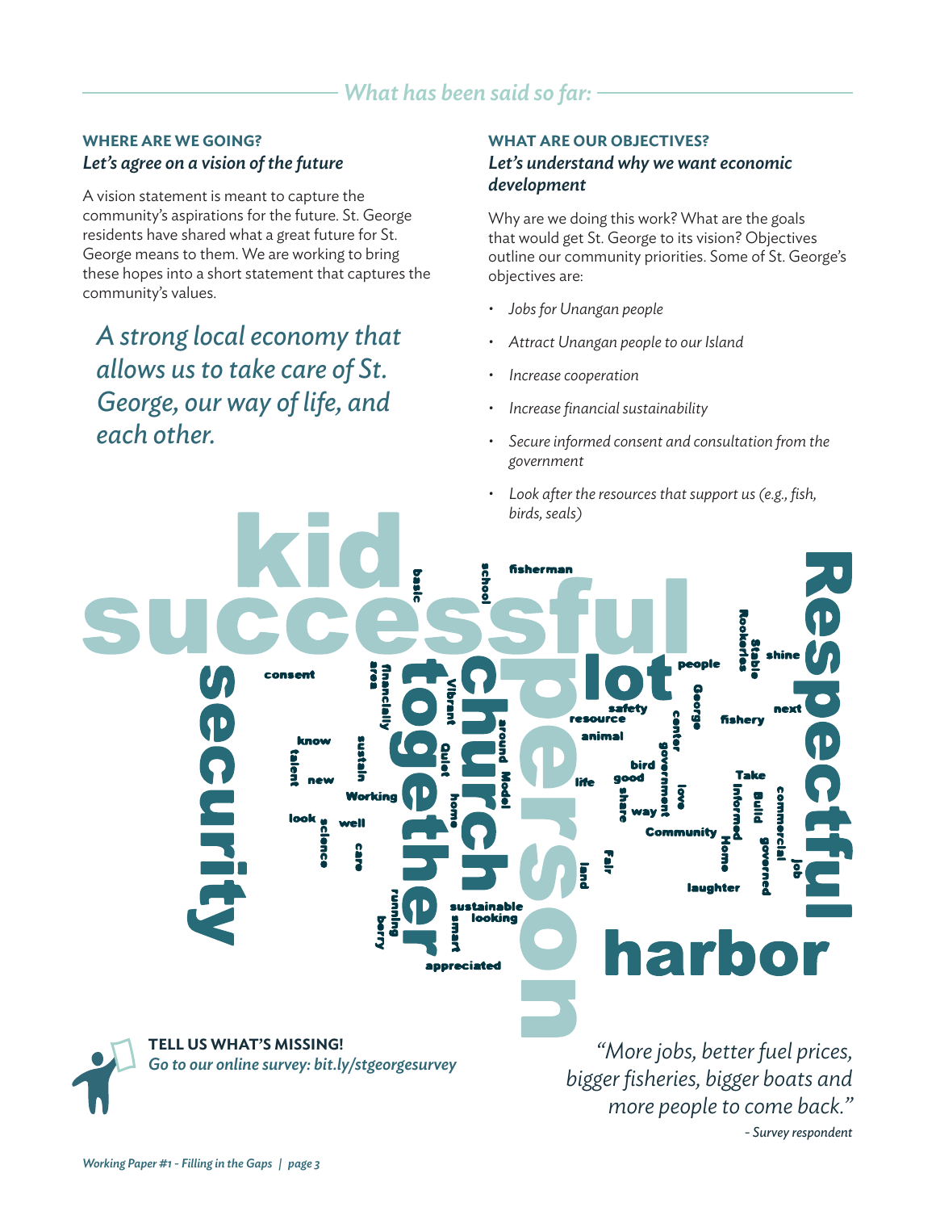## What has been said so far:

### WHERE ARE WE GOING?

***Let's agree on a vision of the future***

A vision statement is meant to capture the community's aspirations for the future. St. George residents have shared what a great future for St. George means to them. We are working to bring these hopes into a short statement that captures the community's values.

> *A strong local economy that allows us to take care of St. George, our way of life, and each other.*

### WHAT ARE OUR OBJECTIVES?

***Let's understand why we want economic development***

Why are we doing this work? What are the goals that would get St. George to its vision? Objectives outline our community priorities. Some of St. George's objectives are:

- *Jobs for Unangan people*
- *Attract Unangan people to our Island*
- *Increase cooperation*
- *Increase financial sustainability*
- *Secure informed consent and consultation from the government*
- *Look after the resources that support us (e.g., fish, birds, seals)*

kid successful Respectful security together church person lot harbor fisherman basic school Rookeries Stable shine consent financially area Vibrant people George safety resource center fishery next animal know talent sustain Quiet around Model bird government good new Working home life share love Take Informed Build commercial look well science care way Community Home governed Job Fair land laughter running berry sustainable looking smart appreciated

**TELL US WHAT'S MISSING!**

*Go to our online survey: bit.ly/stgeorgesurvey*

> *"More jobs, better fuel prices, bigger fisheries, bigger boats and more people to come back."*
>
> *- Survey respondent*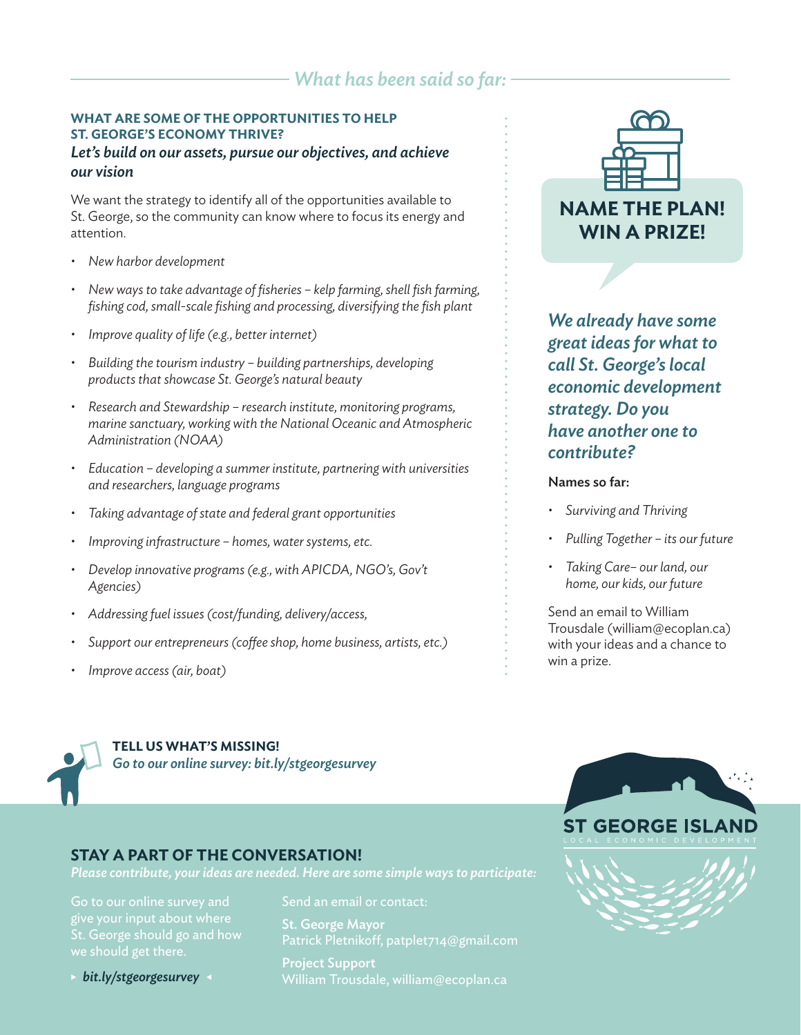## *What has been said so far:*

### WHAT ARE SOME OF THE OPPORTUNITIES TO HELP ST. GEORGE'S ECONOMY THRIVE?

***Let's build on our assets, pursue our objectives, and achieve our vision***

We want the strategy to identify all of the opportunities available to St. George, so the community can know where to focus its energy and attention.

- *New harbor development*
- *New ways to take advantage of fisheries – kelp farming, shell fish farming, fishing cod, small-scale fishing and processing, diversifying the fish plant*
- *Improve quality of life (e.g., better internet)*
- *Building the tourism industry – building partnerships, developing products that showcase St. George's natural beauty*
- *Research and Stewardship – research institute, monitoring programs, marine sanctuary, working with the National Oceanic and Atmospheric Administration (NOAA)*
- *Education – developing a summer institute, partnering with universities and researchers, language programs*
- *Taking advantage of state and federal grant opportunities*
- *Improving infrastructure – homes, water systems, etc.*
- *Develop innovative programs (e.g., with APICDA, NGO's, Gov't Agencies)*
- *Addressing fuel issues (cost/funding, delivery/access,*
- *Support our entrepreneurs (coffee shop, home business, artists, etc.)*
- *Improve access (air, boat)*

### NAME THE PLAN! WIN A PRIZE!

***We already have some great ideas for what to call St. George's local economic development strategy. Do you have another one to contribute?***

**Names so far:**

- *Surviving and Thriving*
- *Pulling Together – its our future*
- *Taking Care– our land, our home, our kids, our future*

Send an email to William Trousdale (william@ecoplan.ca) with your ideas and a chance to win a prize.

**TELL US WHAT'S MISSING!**
***Go to our online survey: bit.ly/stgeorgesurvey***

ST GEORGE ISLAND
LOCAL ECONOMIC DEVELOPMENT

### STAY A PART OF THE CONVERSATION!

***Please contribute, your ideas are needed. Here are some simple ways to participate:***

Go to our online survey and give your input about where St. George should go and how we should get there.

▸ ***bit.ly/stgeorgesurvey*** ◂

Send an email or contact:

**St. George Mayor**
Patrick Pletnikoff, patplet714@gmail.com

**Project Support**
William Trousdale, william@ecoplan.ca